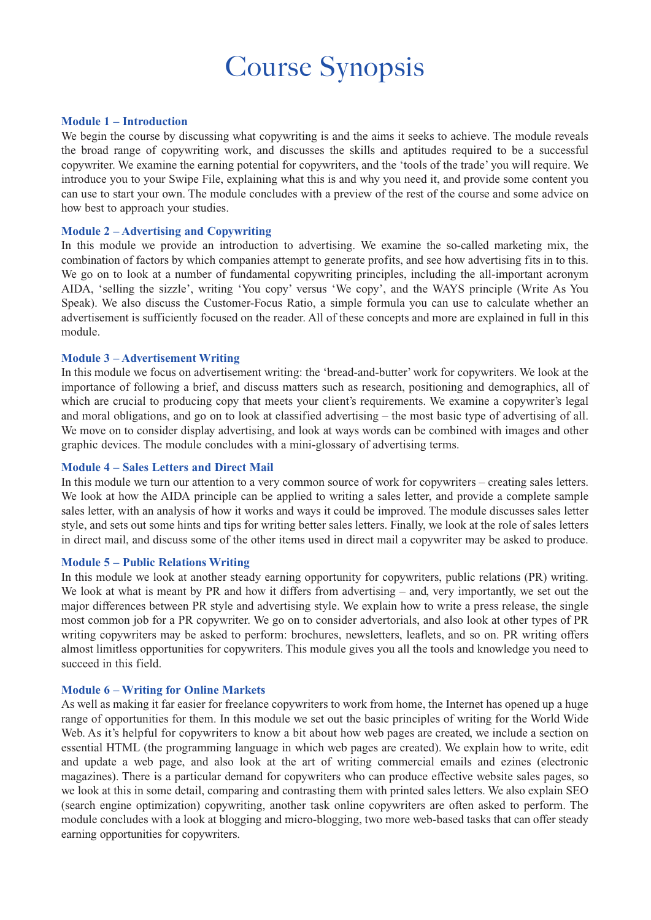# Course Synopsis

### Module 1 – Introduction

We begin the course by discussing what copywriting is and the aims it seeks to achieve. The module reveals the broad range of copywriting work, and discusses the skills and aptitudes required to be a successful copywriter. We examine the earning potential for copywriters, and the 'tools of the trade' you will require. We introduce you to your Swipe File, explaining what this is and why you need it, and provide some content you can use to start your own. The module concludes with a preview of the rest of the course and some advice on how best to approach your studies.

### Module 2 – Advertising and Copywriting

In this module we provide an introduction to advertising. We examine the so-called marketing mix, the combination of factors by which companies attempt to generate profits, and see how advertising fits in to this. We go on to look at a number of fundamental copywriting principles, including the all-important acronym AIDA, 'selling the sizzle', writing 'You copy' versus 'We copy', and the WAYS principle (Write As You Speak). We also discuss the Customer-Focus Ratio, a simple formula you can use to calculate whether an advertisement is sufficiently focused on the reader. All of these concepts and more are explained in full in this module.

### Module 3 – Advertisement Writing

In this module we focus on advertisement writing: the 'bread-and-butter' work for copywriters. We look at the importance of following a brief, and discuss matters such as research, positioning and demographics, all of which are crucial to producing copy that meets your client's requirements. We examine a copywriter's legal and moral obligations, and go on to look at classified advertising – the most basic type of advertising of all. We move on to consider display advertising, and look at ways words can be combined with images and other graphic devices. The module concludes with a mini-glossary of advertising terms.

### Module 4 – Sales Letters and Direct Mail

In this module we turn our attention to a very common source of work for copywriters – creating sales letters. We look at how the AIDA principle can be applied to writing a sales letter, and provide a complete sample sales letter, with an analysis of how it works and ways it could be improved. The module discusses sales letter style, and sets out some hints and tips for writing better sales letters. Finally, we look at the role of sales letters in direct mail, and discuss some of the other items used in direct mail a copywriter may be asked to produce.

### Module 5 – Public Relations Writing

In this module we look at another steady earning opportunity for copywriters, public relations (PR) writing. We look at what is meant by PR and how it differs from advertising – and, very importantly, we set out the major differences between PR style and advertising style. We explain how to write a press release, the single most common job for a PR copywriter. We go on to consider advertorials, and also look at other types of PR writing copywriters may be asked to perform: brochures, newsletters, leaflets, and so on. PR writing offers almost limitless opportunities for copywriters. This module gives you all the tools and knowledge you need to succeed in this field.

### Module 6 – Writing for Online Markets

As well as making it far easier for freelance copywriters to work from home, the Internet has opened up a huge range of opportunities for them. In this module we set out the basic principles of writing for the World Wide Web. As it's helpful for copywriters to know a bit about how web pages are created, we include a section on essential HTML (the programming language in which web pages are created). We explain how to write, edit and update a web page, and also look at the art of writing commercial emails and ezines (electronic magazines). There is a particular demand for copywriters who can produce effective website sales pages, so we look at this in some detail, comparing and contrasting them with printed sales letters. We also explain SEO (search engine optimization) copywriting, another task online copywriters are often asked to perform. The module concludes with a look at blogging and micro-blogging, two more web-based tasks that can offer steady earning opportunities for copywriters.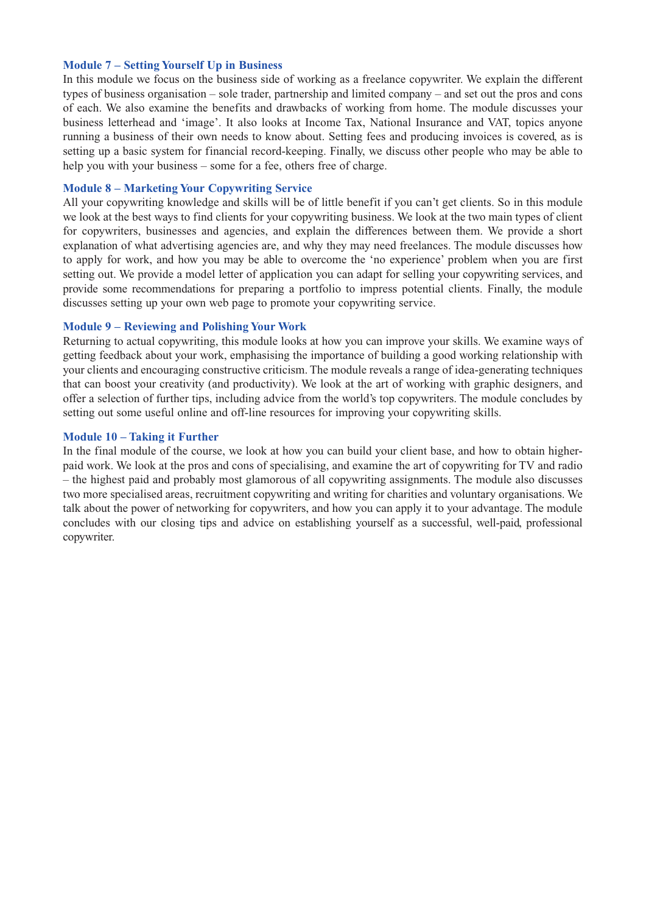### Module 7 – Setting Yourself Up in Business

In this module we focus on the business side of working as a freelance copywriter. We explain the different types of business organisation – sole trader, partnership and limited company – and set out the pros and cons of each. We also examine the benefits and drawbacks of working from home. The module discusses your business letterhead and 'image'. It also looks at Income Tax, National Insurance and VAT, topics anyone running a business of their own needs to know about. Setting fees and producing invoices is covered, as is setting up a basic system for financial record-keeping. Finally, we discuss other people who may be able to help you with your business – some for a fee, others free of charge.

### Module 8 – Marketing Your Copywriting Service

All your copywriting knowledge and skills will be of little benefit if you can't get clients. So in this module we look at the best ways to find clients for your copywriting business. We look at the two main types of client for copywriters, businesses and agencies, and explain the differences between them. We provide a short explanation of what advertising agencies are, and why they may need freelances. The module discusses how to apply for work, and how you may be able to overcome the 'no experience' problem when you are first setting out. We provide a model letter of application you can adapt for selling your copywriting services, and provide some recommendations for preparing a portfolio to impress potential clients. Finally, the module discusses setting up your own web page to promote your copywriting service.

### Module 9 – Reviewing and Polishing Your Work

Returning to actual copywriting, this module looks at how you can improve your skills. We examine ways of getting feedback about your work, emphasising the importance of building a good working relationship with your clients and encouraging constructive criticism. The module reveals a range of idea-generating techniques that can boost your creativity (and productivity). We look at the art of working with graphic designers, and offer a selection of further tips, including advice from the world's top copywriters. The module concludes by setting out some useful online and off-line resources for improving your copywriting skills.

### Module 10 – Taking it Further

In the final module of the course, we look at how you can build your client base, and how to obtain higher-paid work. We look at the pros and cons of specialising, and examine the art of copywriting for TV and radio – the highest paid and probably most glamorous of all copywriting assignments. The module also discusses two more specialised areas, recruitment copywriting and writing for charities and voluntary organisations. We talk about the power of networking for copywriters, and how you can apply it to your advantage. The module concludes with our closing tips and advice on establishing yourself as a successful, well-paid, professional copywriter.